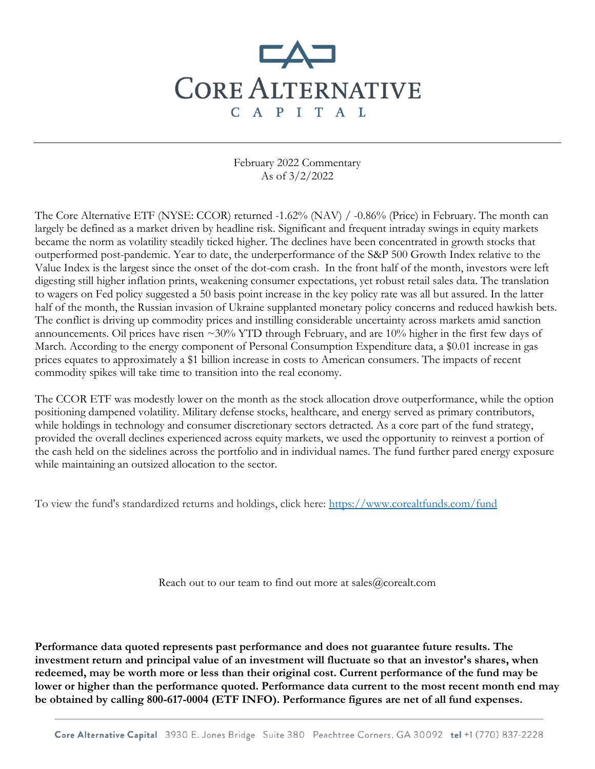# Core Alternative Capital

February 2022 Commentary
As of 3/2/2022

The Core Alternative ETF (NYSE: CCOR) returned -1.62% (NAV) / -0.86% (Price) in February. The month can largely be defined as a market driven by headline risk. Significant and frequent intraday swings in equity markets became the norm as volatility steadily ticked higher. The declines have been concentrated in growth stocks that outperformed post-pandemic. Year to date, the underperformance of the S&P 500 Growth Index relative to the Value Index is the largest since the onset of the dot-com crash. In the front half of the month, investors were left digesting still higher inflation prints, weakening consumer expectations, yet robust retail sales data. The translation to wagers on Fed policy suggested a 50 basis point increase in the key policy rate was all but assured. In the latter half of the month, the Russian invasion of Ukraine supplanted monetary policy concerns and reduced hawkish bets. The conflict is driving up commodity prices and instilling considerable uncertainty across markets amid sanction announcements. Oil prices have risen ~30% YTD through February, and are 10% higher in the first few days of March. According to the energy component of Personal Consumption Expenditure data, a $0.01 increase in gas prices equates to approximately a $1 billion increase in costs to American consumers. The impacts of recent commodity spikes will take time to transition into the real economy.

The CCOR ETF was modestly lower on the month as the stock allocation drove outperformance, while the option positioning dampened volatility. Military defense stocks, healthcare, and energy served as primary contributors, while holdings in technology and consumer discretionary sectors detracted. As a core part of the fund strategy, provided the overall declines experienced across equity markets, we used the opportunity to reinvest a portion of the cash held on the sidelines across the portfolio and in individual names. The fund further pared energy exposure while maintaining an outsized allocation to the sector.

To view the fund's standardized returns and holdings, click here: https://www.corealtfunds.com/fund

Reach out to our team to find out more at sales@corealt.com

**Performance data quoted represents past performance and does not guarantee future results. The investment return and principal value of an investment will fluctuate so that an investor's shares, when redeemed, may be worth more or less than their original cost. Current performance of the fund may be lower or higher than the performance quoted. Performance data current to the most recent month end may be obtained by calling 800-617-0004 (ETF INFO). Performance figures are net of all fund expenses.**

**Core Alternative Capital** 3930 E. Jones Bridge Suite 380 Peachtree Corners, GA 30092 **tel** +1 (770) 837-2228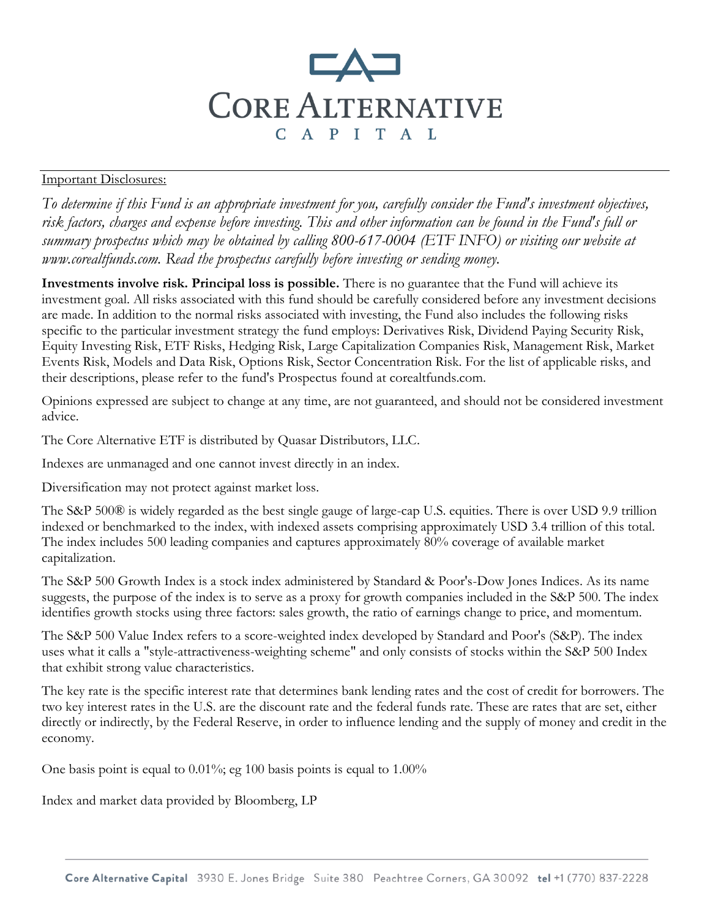# CORE ALTERNATIVE CAPITAL

Important Disclosures:

*To determine if this Fund is an appropriate investment for you, carefully consider the Fund's investment objectives, risk factors, charges and expense before investing. This and other information can be found in the Fund's full or summary prospectus which may be obtained by calling 800-617-0004 (ETF INFO) or visiting our website at www.corealtfunds.com. Read the prospectus carefully before investing or sending money.*

**Investments involve risk. Principal loss is possible.** There is no guarantee that the Fund will achieve its investment goal. All risks associated with this fund should be carefully considered before any investment decisions are made. In addition to the normal risks associated with investing, the Fund also includes the following risks specific to the particular investment strategy the fund employs: Derivatives Risk, Dividend Paying Security Risk, Equity Investing Risk, ETF Risks, Hedging Risk, Large Capitalization Companies Risk, Management Risk, Market Events Risk, Models and Data Risk, Options Risk, Sector Concentration Risk. For the list of applicable risks, and their descriptions, please refer to the fund's Prospectus found at corealtfunds.com.

Opinions expressed are subject to change at any time, are not guaranteed, and should not be considered investment advice.

The Core Alternative ETF is distributed by Quasar Distributors, LLC.

Indexes are unmanaged and one cannot invest directly in an index.

Diversification may not protect against market loss.

The S&P 500® is widely regarded as the best single gauge of large-cap U.S. equities. There is over USD 9.9 trillion indexed or benchmarked to the index, with indexed assets comprising approximately USD 3.4 trillion of this total. The index includes 500 leading companies and captures approximately 80% coverage of available market capitalization.

The S&P 500 Growth Index is a stock index administered by Standard & Poor's-Dow Jones Indices. As its name suggests, the purpose of the index is to serve as a proxy for growth companies included in the S&P 500. The index identifies growth stocks using three factors: sales growth, the ratio of earnings change to price, and momentum.

The S&P 500 Value Index refers to a score-weighted index developed by Standard and Poor's (S&P). The index uses what it calls a "style-attractiveness-weighting scheme" and only consists of stocks within the S&P 500 Index that exhibit strong value characteristics.

The key rate is the specific interest rate that determines bank lending rates and the cost of credit for borrowers. The two key interest rates in the U.S. are the discount rate and the federal funds rate. These are rates that are set, either directly or indirectly, by the Federal Reserve, in order to influence lending and the supply of money and credit in the economy.

One basis point is equal to 0.01%; eg 100 basis points is equal to 1.00%

Index and market data provided by Bloomberg, LP

**Core Alternative Capital** 3930 E. Jones Bridge Suite 380 Peachtree Corners, GA 30092 **tel** +1 (770) 837-2228